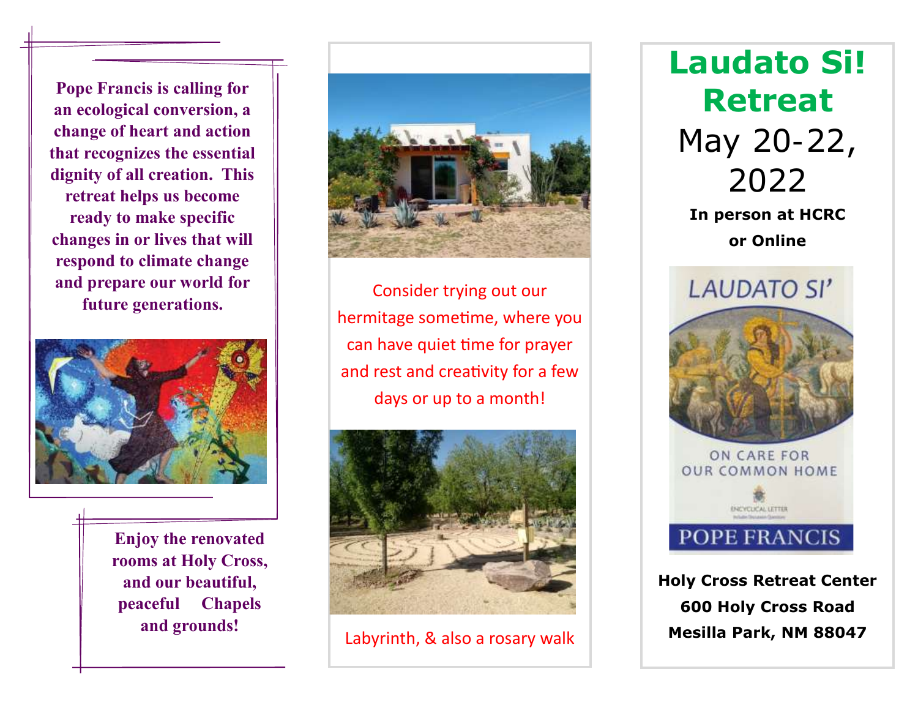Pope Francis is calling for an ecological conversion, a change of heart and action that recognizes the essential dignity of all creation. This retreat helps us become ready to make specific changes in or lives that will respond to climate change and prepare our world for future generations.

Enjoy the renovated rooms at Holy Cross, and our beautiful, peaceful Chapels and grounds!

Consider trying out our hermitage sometime, where you can have quiet time for prayer and rest and creativity for a few days or up to a month!

Labyrinth, & also a rosary walk

# Laudato Si! Retreat

## May 20-22, 2022

**In person at HCRC**

**or Online**

**Holy Cross Retreat Center**

**600 Holy Cross Road**

**Mesilla Park, NM 88047**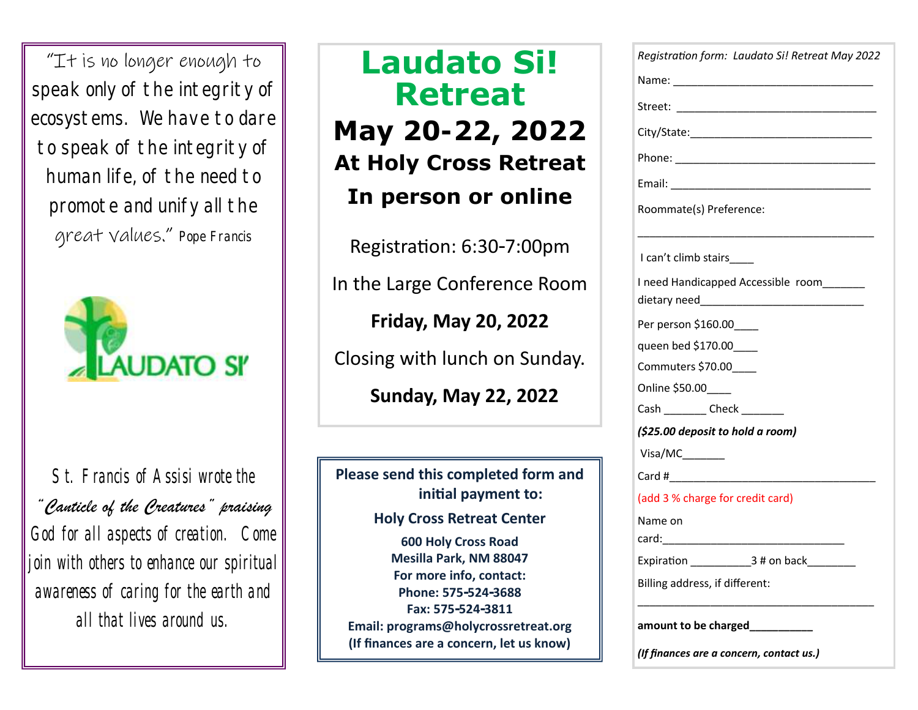"It is no longer enough to speak only of the integrity of ecosystems. We have to dare to speak of the integrity of human life, of the need to promote and unify all the great values." Pope Francis

LAUDATO SI'

St. Francis of Assisi wrote the *"Canticle of the Creatures"* praising God for all aspects of creation. Come join with others to enhance our spiritual awareness of caring for the earth and all that lives around us.

# Laudato Si! Retreat

## May 20-22, 2022

### At Holy Cross Retreat

### In person or online

Registration: 6:30-7:00pm

In the Large Conference Room

**Friday, May 20, 2022**

Closing with lunch on Sunday.

**Sunday, May 22, 2022**

**Please send this completed form and initial payment to:**

**Holy Cross Retreat Center**

**600 Holy Cross Road**
**Mesilla Park, NM 88047**
**For more info, contact:**
**Phone: 575-524-3688**
**Fax: 575-524-3811**
**Email: programs@holycrossretreat.org**
**(If finances are a concern, let us know)**

*Registration form: Laudato Si! Retreat May 2022*

Name: ________________________________

Street: ________________________________

City/State: ________________________________

Phone: ________________________________

Email: ________________________________

Roommate(s) Preference:

________________________________________

I can't climb stairs____

I need Handicapped Accessible room_______

dietary need__________________________

Per person $160.00____

queen bed $170.00____

Commuters $70.00____

Online $50.00____

Cash _______ Check _______

***($25.00 deposit to hold a room)***

Visa/MC_______

Card #_________________________________

(add 3 % charge for credit card)

Name on card:______________________________

Expiration __________3 # on back________

Billing address, if different:

________________________________________

**amount to be charged__________**

***(If finances are a concern, contact us.)***